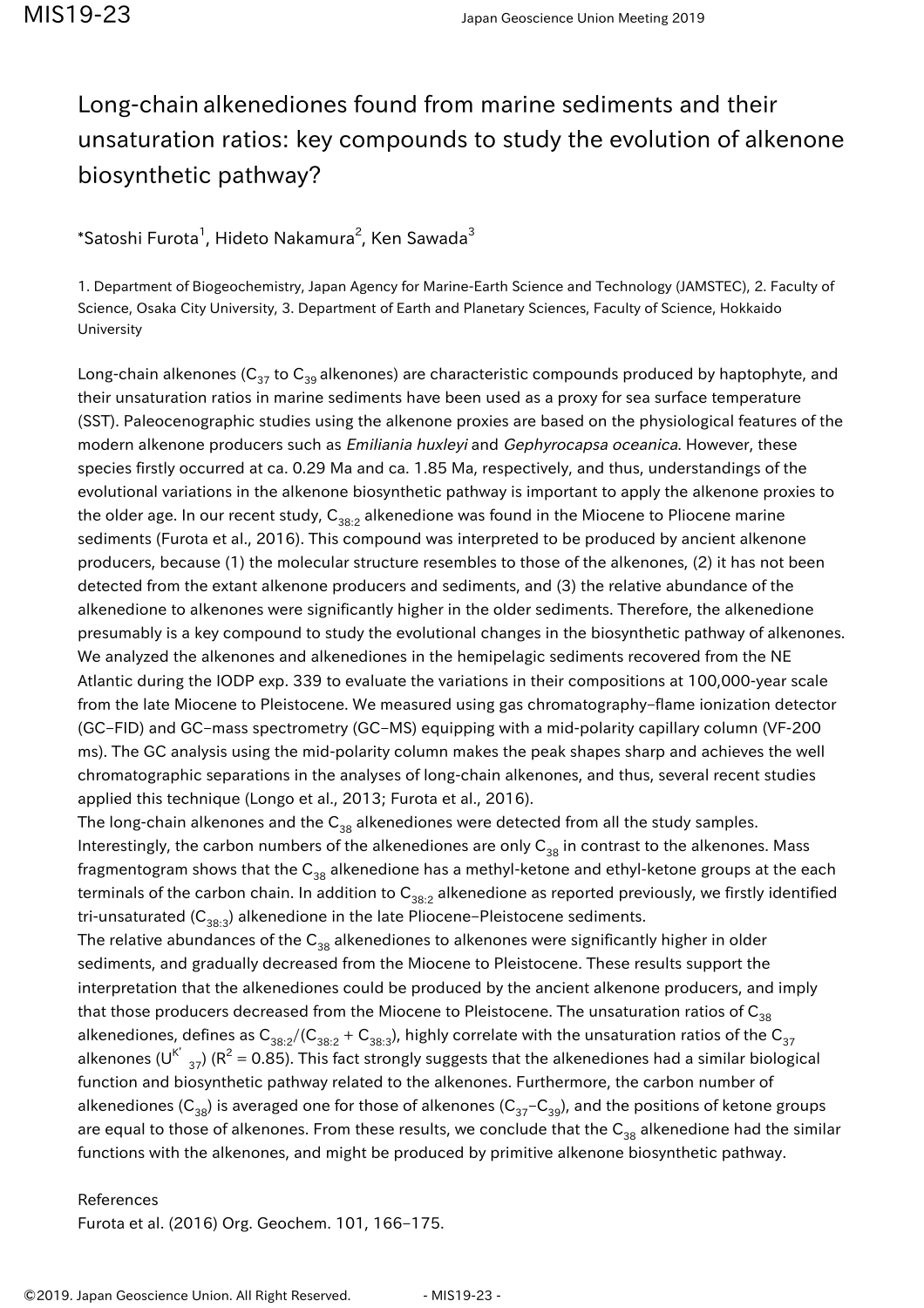# Long-chain alkenediones found from marine sediments and their unsaturation ratios: key compounds to study the evolution of alkenone biosynthetic pathway?

*Satoshi Furota[1], Hideto Nakamura[2], Ken Sawada[3]

1. Department of Biogeochemistry, Japan Agency for Marine-Earth Science and Technology (JAMSTEC), 2. Faculty of Science, Osaka City University, 3. Department of Earth and Planetary Sciences, Faculty of Science, Hokkaido University

Long-chain alkenones ($C_{37}$ to $C_{39}$ alkenones) are characteristic compounds produced by haptophyte, and their unsaturation ratios in marine sediments have been used as a proxy for sea surface temperature (SST). Paleocenographic studies using the alkenone proxies are based on the physiological features of the modern alkenone producers such as *Emiliania huxleyi* and *Gephyrocapsa oceanica*. However, these species firstly occurred at ca. 0.29 Ma and ca. 1.85 Ma, respectively, and thus, understandings of the evolutional variations in the alkenone biosynthetic pathway is important to apply the alkenone proxies to the older age. In our recent study, $C_{38:2}$ alkenedione was found in the Miocene to Pliocene marine sediments (Furota et al., 2016). This compound was interpreted to be produced by ancient alkenone producers, because (1) the molecular structure resembles to those of the alkenones, (2) it has not been detected from the extant alkenone producers and sediments, and (3) the relative abundance of the alkenedione to alkenones were significantly higher in the older sediments. Therefore, the alkenedione presumably is a key compound to study the evolutional changes in the biosynthetic pathway of alkenones. We analyzed the alkenones and alkenediones in the hemipelagic sediments recovered from the NE Atlantic during the IODP exp. 339 to evaluate the variations in their compositions at 100,000-year scale from the late Miocene to Pleistocene. We measured using gas chromatography–flame ionization detector (GC–FID) and GC–mass spectrometry (GC–MS) equipping with a mid-polarity capillary column (VF-200 ms). The GC analysis using the mid-polarity column makes the peak shapes sharp and achieves the well chromatographic separations in the analyses of long-chain alkenones, and thus, several recent studies applied this technique (Longo et al., 2013; Furota et al., 2016).

The long-chain alkenones and the $C_{38}$ alkenediones were detected from all the study samples. Interestingly, the carbon numbers of the alkenediones are only $C_{38}$ in contrast to the alkenones. Mass fragmentogram shows that the $C_{38}$ alkenedione has a methyl-ketone and ethyl-ketone groups at the each terminals of the carbon chain. In addition to $C_{38:2}$ alkenedione as reported previously, we firstly identified tri-unsaturated ($C_{38:3}$) alkenedione in the late Pliocene–Pleistocene sediments.

The relative abundances of the $C_{38}$ alkenediones to alkenones were significantly higher in older sediments, and gradually decreased from the Miocene to Pleistocene. These results support the interpretation that the alkenediones could be produced by the ancient alkenone producers, and imply that those producers decreased from the Miocene to Pleistocene. The unsaturation ratios of $C_{38}$ alkenediones, defines as $C_{38:2}/(C_{38:2} + C_{38:3})$, highly correlate with the unsaturation ratios of the $C_{37}$ alkenones ($U^{K'}_{37}$) ($R^2 = 0.85$). This fact strongly suggests that the alkenediones had a similar biological function and biosynthetic pathway related to the alkenones. Furthermore, the carbon number of alkenediones ($C_{38}$) is averaged one for those of alkenones ($C_{37}$–$C_{39}$), and the positions of ketone groups are equal to those of alkenones. From these results, we conclude that the $C_{38}$ alkenedione had the similar functions with the alkenones, and might be produced by primitive alkenone biosynthetic pathway.

References

Furota et al. (2016) Org. Geochem. 101, 166–175.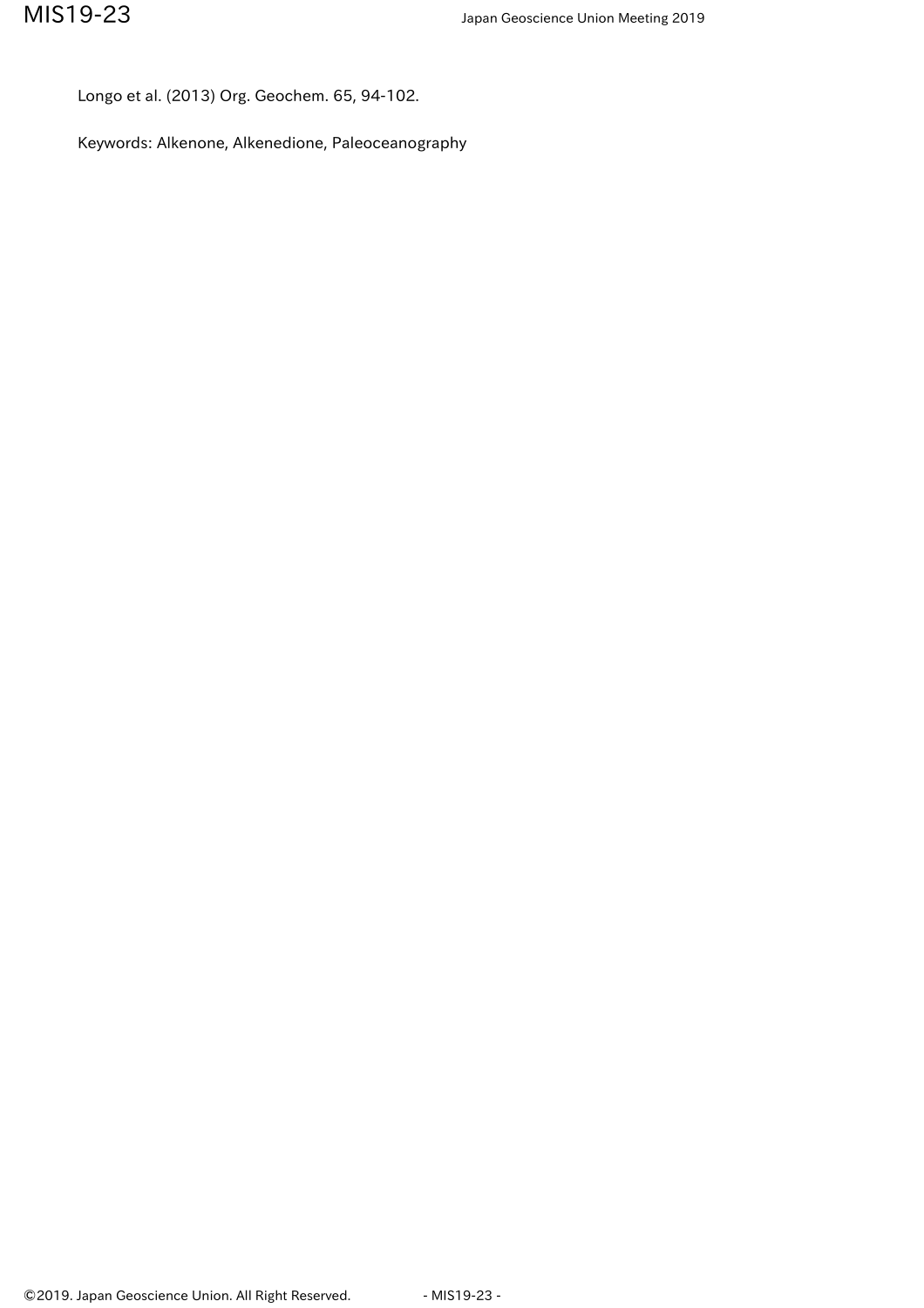Longo et al. (2013) Org. Geochem. 65, 94-102.

Keywords: Alkenone, Alkenedione, Paleoceanography